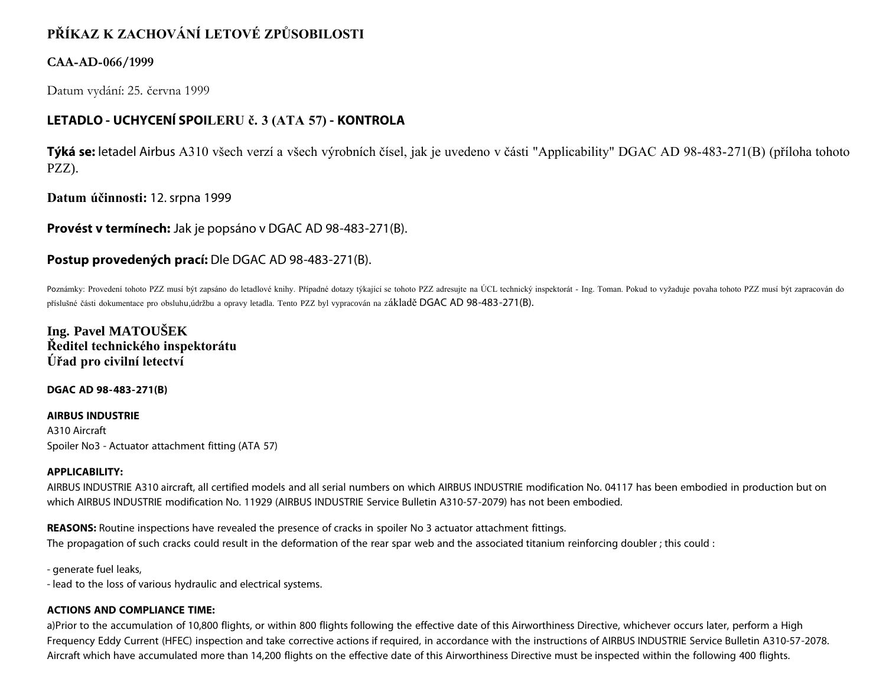# PŘÍKAZ K ZACHOVÁNÍ LETOVÉ ZPŮSOBILOSTI

**CAA-AD-066/1999**

Datum vydání: 25. června 1999

## LETADLO - UCHYCENÍ SPOILERU č. 3 (ATA 57) - KONTROLA

**Týká se:** letadel Airbus A310 všech verzí a všech výrobních čísel, jak je uvedeno v části "Applicability" DGAC AD 98-483-271(B) (příloha tohoto PZZ).

**Datum účinnosti:** 12. srpna 1999

**Provést v termínech:** Jak je popsáno v DGAC AD 98-483-271(B).

**Postup provedených prací:** Dle DGAC AD 98-483-271(B).

Poznámky: Provedení tohoto PZZ musí být zapsáno do letadlové knihy. Případné dotazy týkající se tohoto PZZ adresujte na ÚCL technický inspektorát - Ing. Toman. Pokud to vyžaduje povaha tohoto PZZ musí být zapracován do příslušné části dokumentace pro obsluhu,údržbu a opravy letadla. Tento PZZ byl vypracován na základě DGAC AD 98-483-271(B).

**Ing. Pavel MATOUŠEK**
**Ředitel technického inspektorátu**
**Úřad pro civilní letectví**

**DGAC AD 98-483-271(B)**

**AIRBUS INDUSTRIE**
A310 Aircraft
Spoiler No3 - Actuator attachment fitting (ATA 57)

**APPLICABILITY:**
AIRBUS INDUSTRIE A310 aircraft, all certified models and all serial numbers on which AIRBUS INDUSTRIE modification No. 04117 has been embodied in production but on which AIRBUS INDUSTRIE modification No. 11929 (AIRBUS INDUSTRIE Service Bulletin A310-57-2079) has not been embodied.

**REASONS:** Routine inspections have revealed the presence of cracks in spoiler No 3 actuator attachment fittings.
The propagation of such cracks could result in the deformation of the rear spar web and the associated titanium reinforcing doubler ; this could :

- generate fuel leaks,
- lead to the loss of various hydraulic and electrical systems.

**ACTIONS AND COMPLIANCE TIME:**
a)Prior to the accumulation of 10,800 flights, or within 800 flights following the effective date of this Airworthiness Directive, whichever occurs later, perform a High Frequency Eddy Current (HFEC) inspection and take corrective actions if required, in accordance with the instructions of AIRBUS INDUSTRIE Service Bulletin A310-57-2078.
Aircraft which have accumulated more than 14,200 flights on the effective date of this Airworthiness Directive must be inspected within the following 400 flights.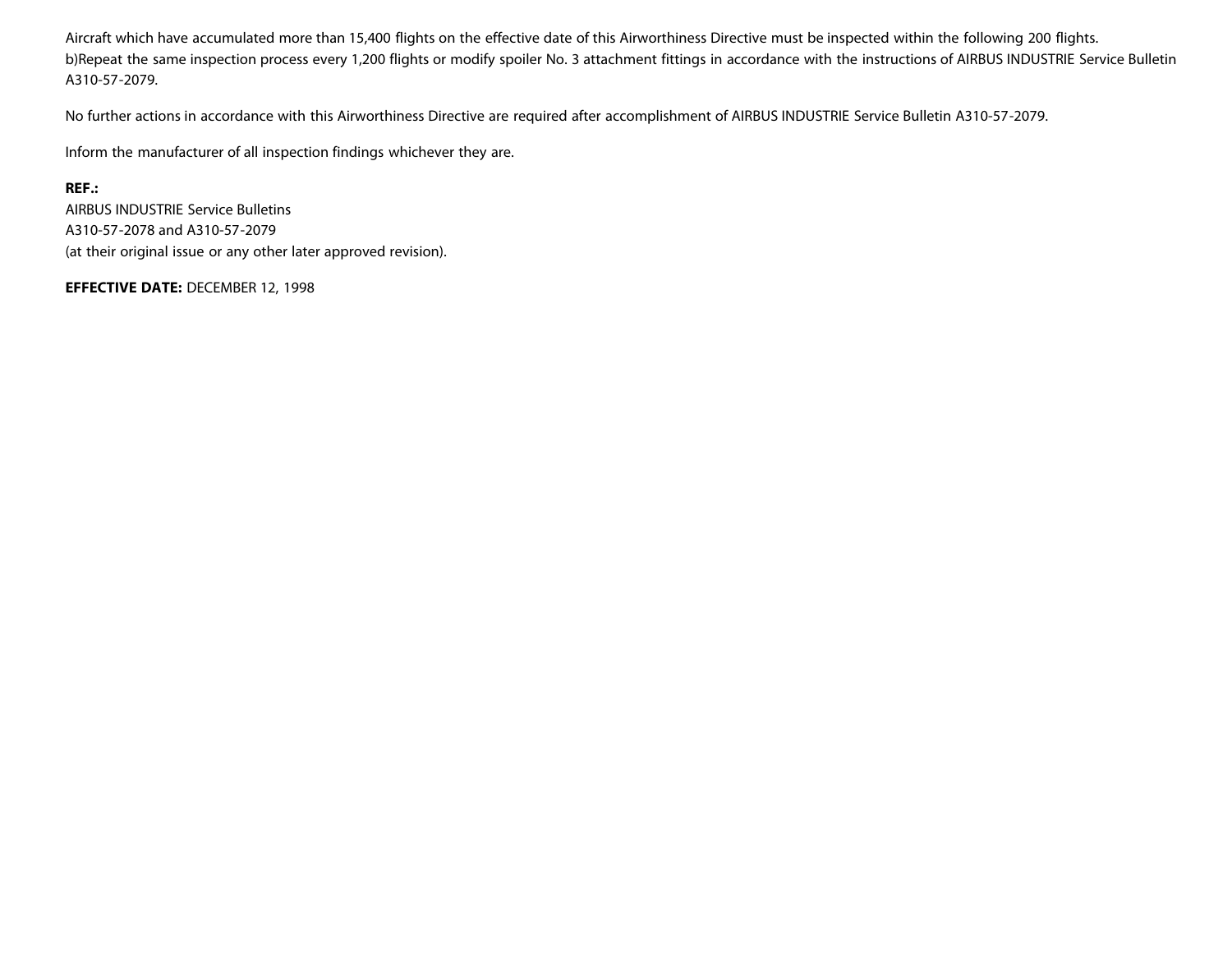Aircraft which have accumulated more than 15,400 flights on the effective date of this Airworthiness Directive must be inspected within the following 200 flights.
b)Repeat the same inspection process every 1,200 flights or modify spoiler No. 3 attachment fittings in accordance with the instructions of AIRBUS INDUSTRIE Service Bulletin A310-57-2079.

No further actions in accordance with this Airworthiness Directive are required after accomplishment of AIRBUS INDUSTRIE Service Bulletin A310-57-2079.

Inform the manufacturer of all inspection findings whichever they are.

**REF.:**
AIRBUS INDUSTRIE Service Bulletins
A310-57-2078 and A310-57-2079
(at their original issue or any other later approved revision).

**EFFECTIVE DATE:** DECEMBER 12, 1998